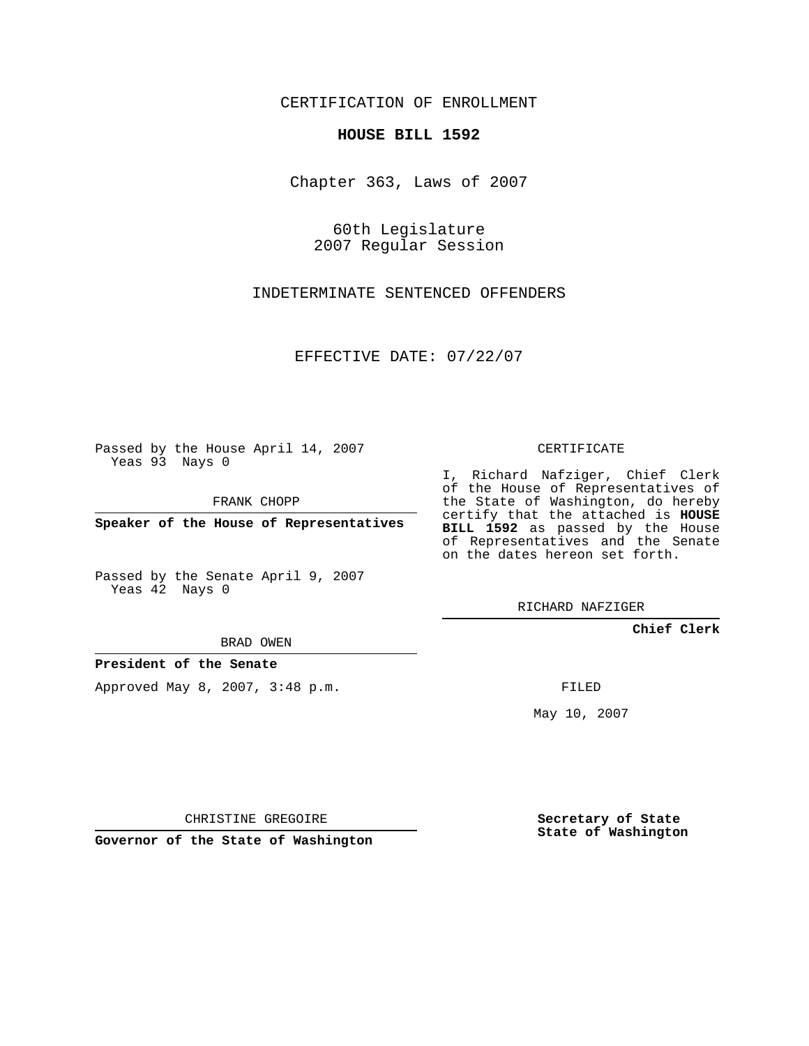CERTIFICATION OF ENROLLMENT

**HOUSE BILL 1592**

Chapter 363, Laws of 2007

60th Legislature
2007 Regular Session

INDETERMINATE SENTENCED OFFENDERS

EFFECTIVE DATE: 07/22/07

Passed by the House April 14, 2007
Yeas 93 Nays 0

FRANK CHOPP

**Speaker of the House of Representatives**

Passed by the Senate April 9, 2007
Yeas 42 Nays 0

BRAD OWEN

**President of the Senate**

Approved May 8, 2007, 3:48 p.m.

CHRISTINE GREGOIRE

**Governor of the State of Washington**

CERTIFICATE

I, Richard Nafziger, Chief Clerk of the House of Representatives of the State of Washington, do hereby certify that the attached is **HOUSE BILL 1592** as passed by the House of Representatives and the Senate on the dates hereon set forth.

RICHARD NAFZIGER

**Chief Clerk**

FILED

May 10, 2007

**Secretary of State**
**State of Washington**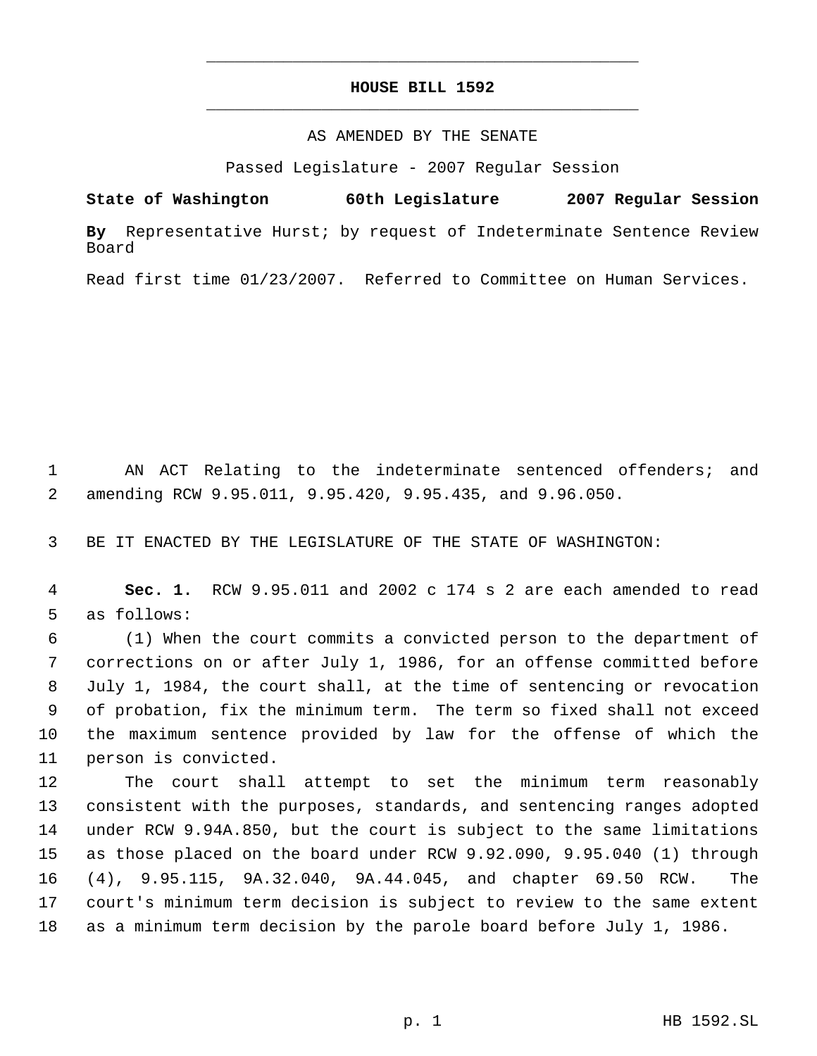# HOUSE BILL 1592

AS AMENDED BY THE SENATE

Passed Legislature - 2007 Regular Session

**State of Washington 60th Legislature 2007 Regular Session**

**By** Representative Hurst; by request of Indeterminate Sentence Review Board

Read first time 01/23/2007. Referred to Committee on Human Services.

1 AN ACT Relating to the indeterminate sentenced offenders; and
2 amending RCW 9.95.011, 9.95.420, 9.95.435, and 9.96.050.

3 BE IT ENACTED BY THE LEGISLATURE OF THE STATE OF WASHINGTON:

4 **Sec. 1.** RCW 9.95.011 and 2002 c 174 s 2 are each amended to read
5 as follows:
6 (1) When the court commits a convicted person to the department of
7 corrections on or after July 1, 1986, for an offense committed before
8 July 1, 1984, the court shall, at the time of sentencing or revocation
9 of probation, fix the minimum term. The term so fixed shall not exceed
10 the maximum sentence provided by law for the offense of which the
11 person is convicted.
12 The court shall attempt to set the minimum term reasonably
13 consistent with the purposes, standards, and sentencing ranges adopted
14 under RCW 9.94A.850, but the court is subject to the same limitations
15 as those placed on the board under RCW 9.92.090, 9.95.040 (1) through
16 (4), 9.95.115, 9A.32.040, 9A.44.045, and chapter 69.50 RCW. The
17 court's minimum term decision is subject to review to the same extent
18 as a minimum term decision by the parole board before July 1, 1986.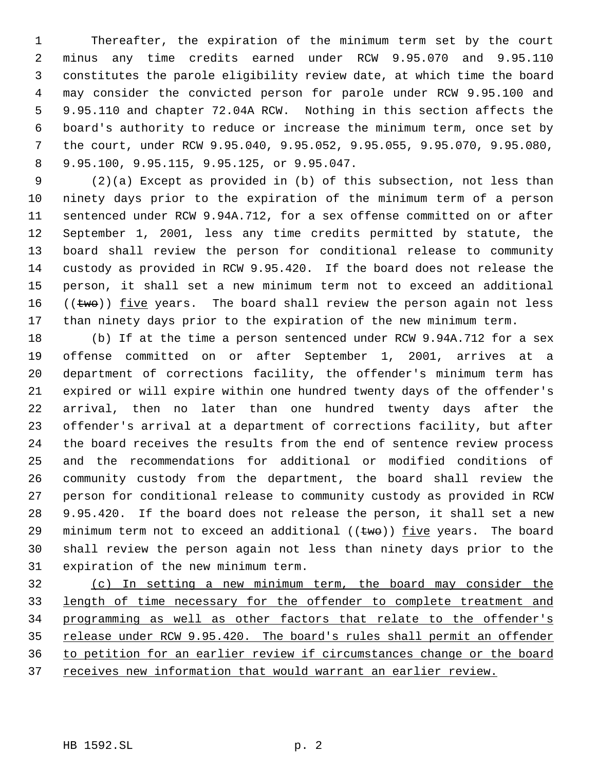Thereafter, the expiration of the minimum term set by the court minus any time credits earned under RCW 9.95.070 and 9.95.110 constitutes the parole eligibility review date, at which time the board may consider the convicted person for parole under RCW 9.95.100 and 9.95.110 and chapter 72.04A RCW. Nothing in this section affects the board's authority to reduce or increase the minimum term, once set by the court, under RCW 9.95.040, 9.95.052, 9.95.055, 9.95.070, 9.95.080, 9.95.100, 9.95.115, 9.95.125, or 9.95.047.

(2)(a) Except as provided in (b) of this subsection, not less than ninety days prior to the expiration of the minimum term of a person sentenced under RCW 9.94A.712, for a sex offense committed on or after September 1, 2001, less any time credits permitted by statute, the board shall review the person for conditional release to community custody as provided in RCW 9.95.420. If the board does not release the person, it shall set a new minimum term not to exceed an additional ((~~two~~)) <u>five</u> years. The board shall review the person again not less than ninety days prior to the expiration of the new minimum term.

(b) If at the time a person sentenced under RCW 9.94A.712 for a sex offense committed on or after September 1, 2001, arrives at a department of corrections facility, the offender's minimum term has expired or will expire within one hundred twenty days of the offender's arrival, then no later than one hundred twenty days after the offender's arrival at a department of corrections facility, but after the board receives the results from the end of sentence review process and the recommendations for additional or modified conditions of community custody from the department, the board shall review the person for conditional release to community custody as provided in RCW 9.95.420. If the board does not release the person, it shall set a new minimum term not to exceed an additional ((~~two~~)) <u>five</u> years. The board shall review the person again not less than ninety days prior to the expiration of the new minimum term.

<u>(c) In setting a new minimum term, the board may consider the length of time necessary for the offender to complete treatment and programming as well as other factors that relate to the offender's release under RCW 9.95.420. The board's rules shall permit an offender to petition for an earlier review if circumstances change or the board receives new information that would warrant an earlier review.</u>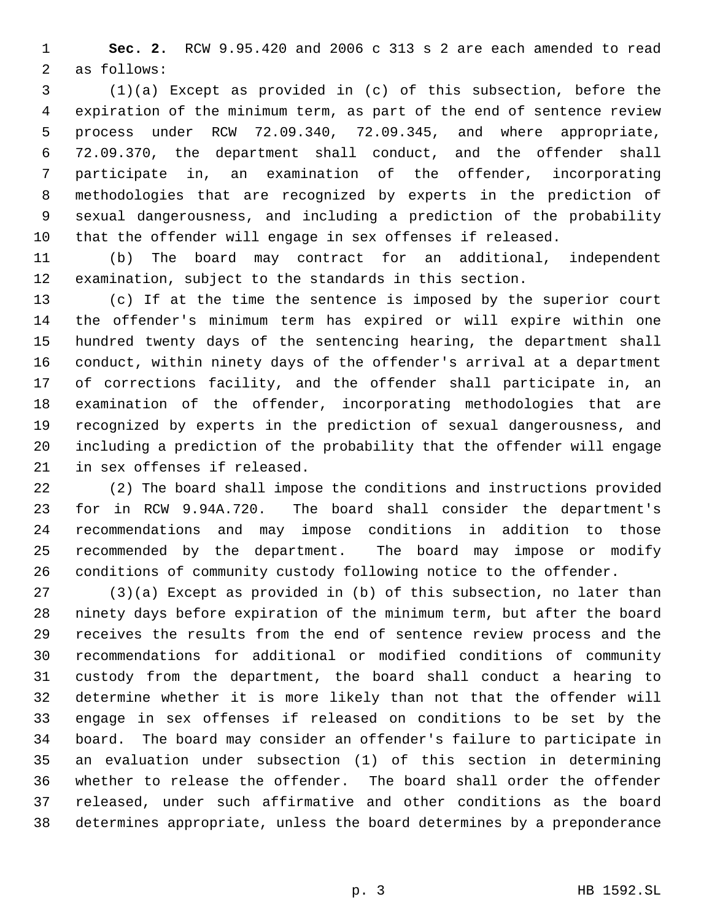**Sec. 2.** RCW 9.95.420 and 2006 c 313 s 2 are each amended to read as follows:

(1)(a) Except as provided in (c) of this subsection, before the expiration of the minimum term, as part of the end of sentence review process under RCW 72.09.340, 72.09.345, and where appropriate, 72.09.370, the department shall conduct, and the offender shall participate in, an examination of the offender, incorporating methodologies that are recognized by experts in the prediction of sexual dangerousness, and including a prediction of the probability that the offender will engage in sex offenses if released.

(b) The board may contract for an additional, independent examination, subject to the standards in this section.

(c) If at the time the sentence is imposed by the superior court the offender's minimum term has expired or will expire within one hundred twenty days of the sentencing hearing, the department shall conduct, within ninety days of the offender's arrival at a department of corrections facility, and the offender shall participate in, an examination of the offender, incorporating methodologies that are recognized by experts in the prediction of sexual dangerousness, and including a prediction of the probability that the offender will engage in sex offenses if released.

(2) The board shall impose the conditions and instructions provided for in RCW 9.94A.720. The board shall consider the department's recommendations and may impose conditions in addition to those recommended by the department. The board may impose or modify conditions of community custody following notice to the offender.

(3)(a) Except as provided in (b) of this subsection, no later than ninety days before expiration of the minimum term, but after the board receives the results from the end of sentence review process and the recommendations for additional or modified conditions of community custody from the department, the board shall conduct a hearing to determine whether it is more likely than not that the offender will engage in sex offenses if released on conditions to be set by the board. The board may consider an offender's failure to participate in an evaluation under subsection (1) of this section in determining whether to release the offender. The board shall order the offender released, under such affirmative and other conditions as the board determines appropriate, unless the board determines by a preponderance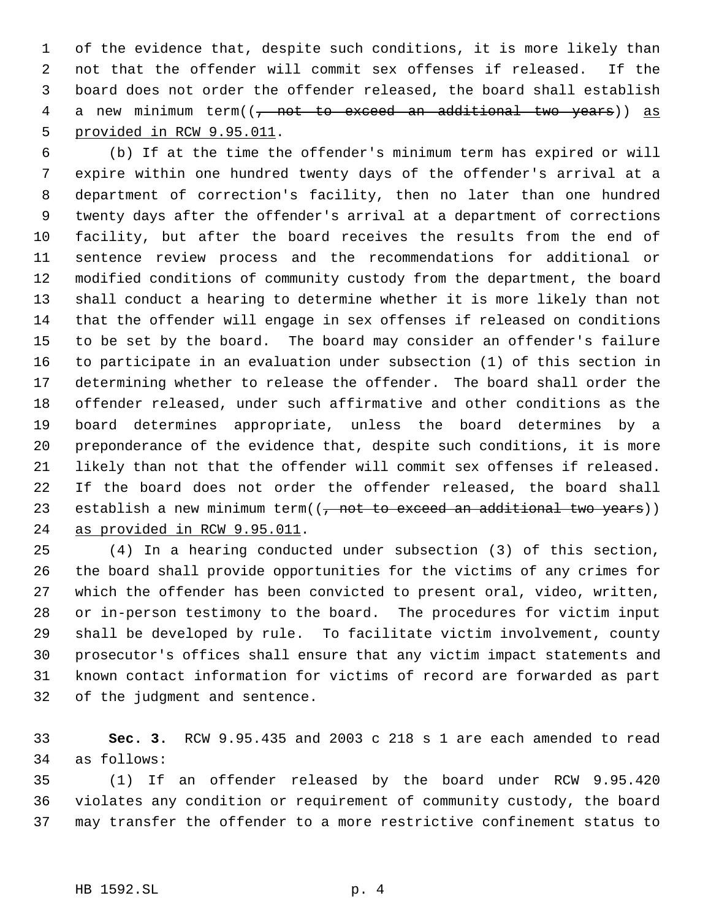of the evidence that, despite such conditions, it is more likely than not that the offender will commit sex offenses if released. If the board does not order the offender released, the board shall establish a new minimum term((~~, not to exceed an additional two years~~)) as provided in RCW 9.95.011.

(b) If at the time the offender's minimum term has expired or will expire within one hundred twenty days of the offender's arrival at a department of correction's facility, then no later than one hundred twenty days after the offender's arrival at a department of corrections facility, but after the board receives the results from the end of sentence review process and the recommendations for additional or modified conditions of community custody from the department, the board shall conduct a hearing to determine whether it is more likely than not that the offender will engage in sex offenses if released on conditions to be set by the board. The board may consider an offender's failure to participate in an evaluation under subsection (1) of this section in determining whether to release the offender. The board shall order the offender released, under such affirmative and other conditions as the board determines appropriate, unless the board determines by a preponderance of the evidence that, despite such conditions, it is more likely than not that the offender will commit sex offenses if released. If the board does not order the offender released, the board shall establish a new minimum term((~~, not to exceed an additional two years~~)) as provided in RCW 9.95.011.

(4) In a hearing conducted under subsection (3) of this section, the board shall provide opportunities for the victims of any crimes for which the offender has been convicted to present oral, video, written, or in-person testimony to the board. The procedures for victim input shall be developed by rule. To facilitate victim involvement, county prosecutor's offices shall ensure that any victim impact statements and known contact information for victims of record are forwarded as part of the judgment and sentence.

**Sec. 3.** RCW 9.95.435 and 2003 c 218 s 1 are each amended to read as follows:

(1) If an offender released by the board under RCW 9.95.420 violates any condition or requirement of community custody, the board may transfer the offender to a more restrictive confinement status to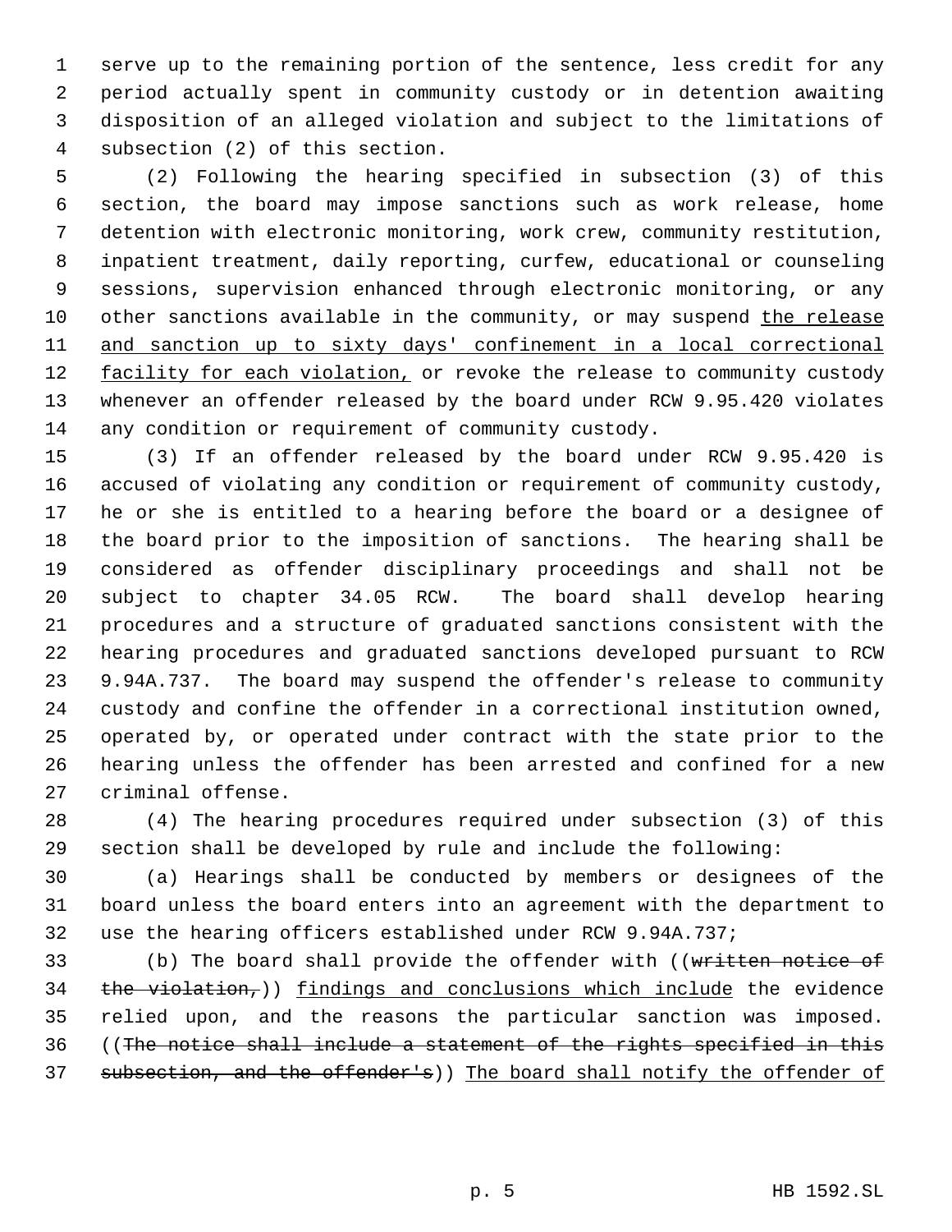serve up to the remaining portion of the sentence, less credit for any period actually spent in community custody or in detention awaiting disposition of an alleged violation and subject to the limitations of subsection (2) of this section.

(2) Following the hearing specified in subsection (3) of this section, the board may impose sanctions such as work release, home detention with electronic monitoring, work crew, community restitution, inpatient treatment, daily reporting, curfew, educational or counseling sessions, supervision enhanced through electronic monitoring, or any other sanctions available in the community, or may suspend <u>the release and sanction up to sixty days' confinement in a local correctional facility for each violation,</u> or revoke the release to community custody whenever an offender released by the board under RCW 9.95.420 violates any condition or requirement of community custody.

(3) If an offender released by the board under RCW 9.95.420 is accused of violating any condition or requirement of community custody, he or she is entitled to a hearing before the board or a designee of the board prior to the imposition of sanctions. The hearing shall be considered as offender disciplinary proceedings and shall not be subject to chapter 34.05 RCW. The board shall develop hearing procedures and a structure of graduated sanctions consistent with the hearing procedures and graduated sanctions developed pursuant to RCW 9.94A.737. The board may suspend the offender's release to community custody and confine the offender in a correctional institution owned, operated by, or operated under contract with the state prior to the hearing unless the offender has been arrested and confined for a new criminal offense.

(4) The hearing procedures required under subsection (3) of this section shall be developed by rule and include the following:

(a) Hearings shall be conducted by members or designees of the board unless the board enters into an agreement with the department to use the hearing officers established under RCW 9.94A.737;

(b) The board shall provide the offender with ((~~written notice of the violation,~~)) <u>findings and conclusions which include</u> the evidence relied upon, and the reasons the particular sanction was imposed. ((~~The notice shall include a statement of the rights specified in this subsection, and the offender's~~)) <u>The board shall notify the offender of</u>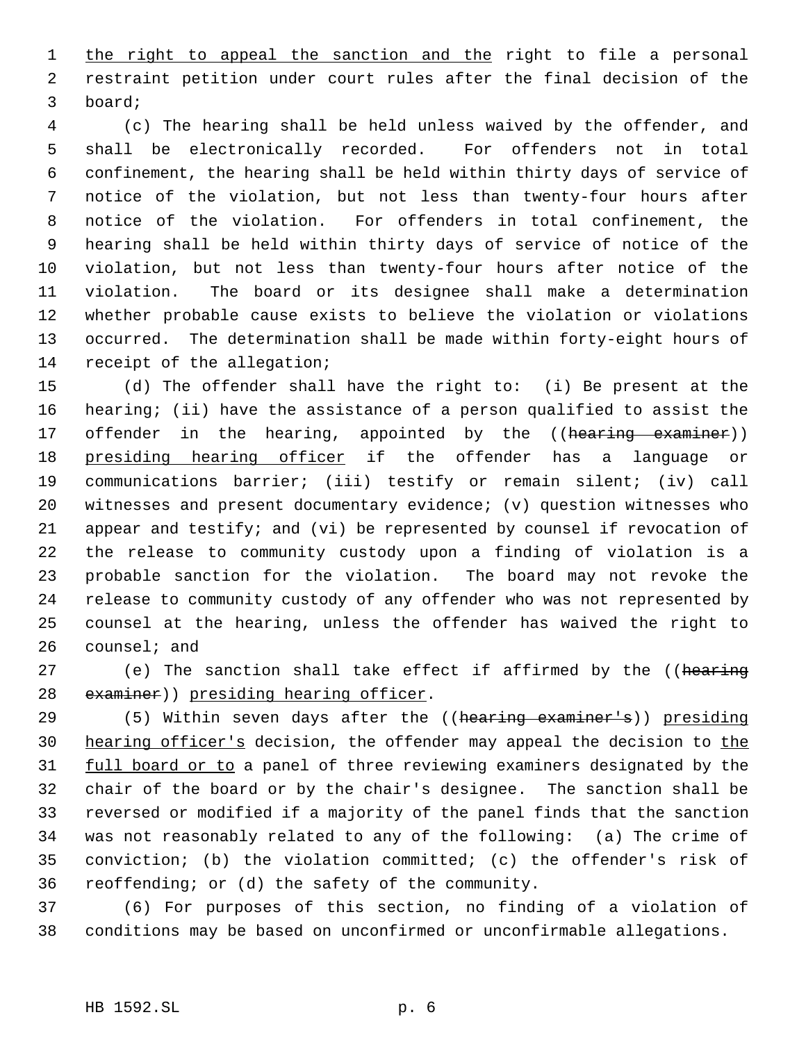the right to appeal the sanction and the right to file a personal restraint petition under court rules after the final decision of the board;

(c) The hearing shall be held unless waived by the offender, and shall be electronically recorded. For offenders not in total confinement, the hearing shall be held within thirty days of service of notice of the violation, but not less than twenty-four hours after notice of the violation. For offenders in total confinement, the hearing shall be held within thirty days of service of notice of the violation, but not less than twenty-four hours after notice of the violation. The board or its designee shall make a determination whether probable cause exists to believe the violation or violations occurred. The determination shall be made within forty-eight hours of receipt of the allegation;

(d) The offender shall have the right to: (i) Be present at the hearing; (ii) have the assistance of a person qualified to assist the offender in the hearing, appointed by the ((~~hearing examiner~~)) presiding hearing officer if the offender has a language or communications barrier; (iii) testify or remain silent; (iv) call witnesses and present documentary evidence; (v) question witnesses who appear and testify; and (vi) be represented by counsel if revocation of the release to community custody upon a finding of violation is a probable sanction for the violation. The board may not revoke the release to community custody of any offender who was not represented by counsel at the hearing, unless the offender has waived the right to counsel; and

(e) The sanction shall take effect if affirmed by the ((~~hearing examiner~~)) presiding hearing officer.

(5) Within seven days after the ((~~hearing examiner's~~)) presiding hearing officer's decision, the offender may appeal the decision to the full board or to a panel of three reviewing examiners designated by the chair of the board or by the chair's designee. The sanction shall be reversed or modified if a majority of the panel finds that the sanction was not reasonably related to any of the following: (a) The crime of conviction; (b) the violation committed; (c) the offender's risk of reoffending; or (d) the safety of the community.

(6) For purposes of this section, no finding of a violation of conditions may be based on unconfirmed or unconfirmable allegations.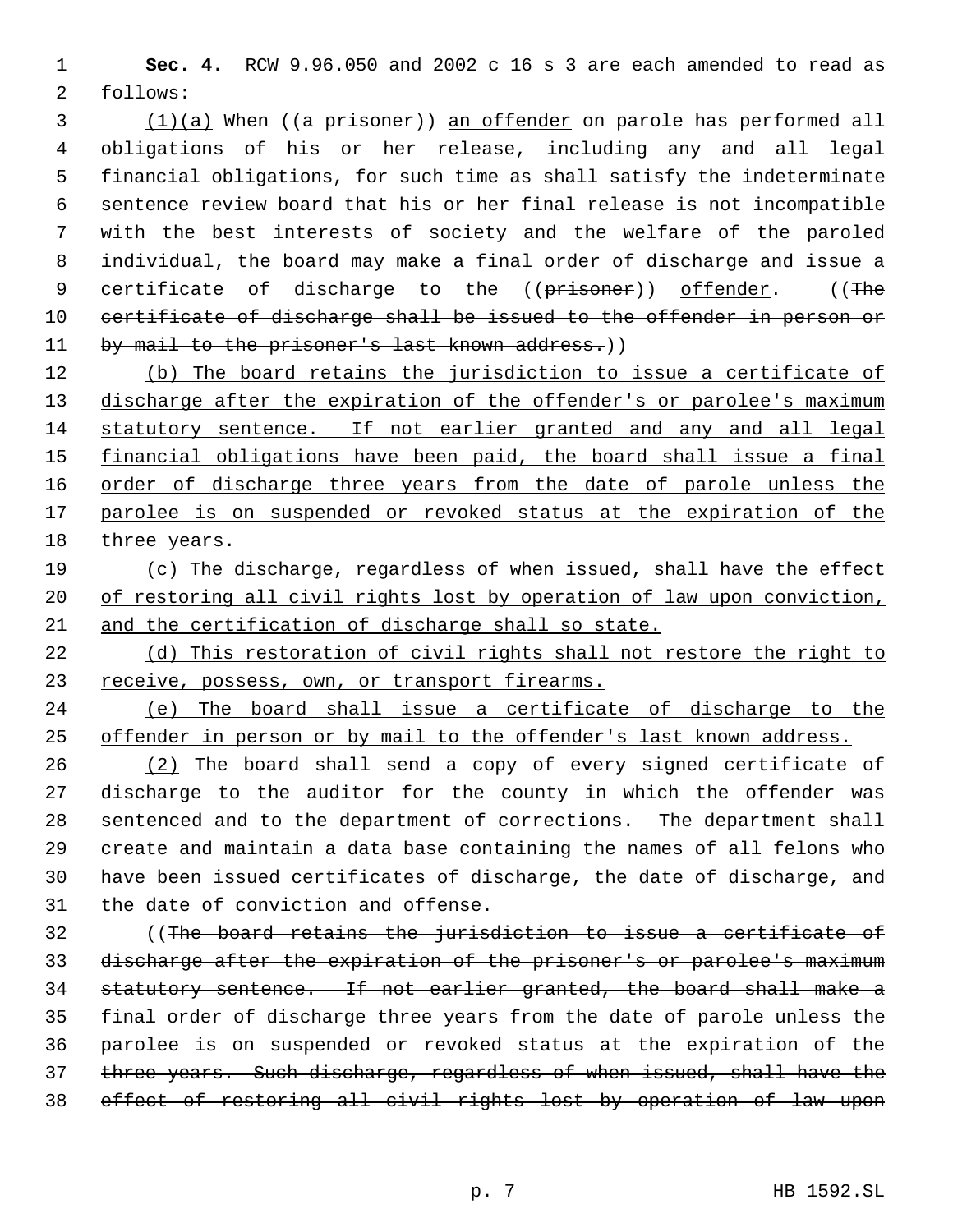**Sec. 4.** RCW 9.96.050 and 2002 c 16 s 3 are each amended to read as follows:

<u>(1)(a)</u> When ((~~a prisoner~~)) <u>an offender</u> on parole has performed all obligations of his or her release, including any and all legal financial obligations, for such time as shall satisfy the indeterminate sentence review board that his or her final release is not incompatible with the best interests of society and the welfare of the paroled individual, the board may make a final order of discharge and issue a certificate of discharge to the ((~~prisoner~~)) <u>offender</u>. ((~~The certificate of discharge shall be issued to the offender in person or by mail to the prisoner's last known address.~~))

<u>(b) The board retains the jurisdiction to issue a certificate of discharge after the expiration of the offender's or parolee's maximum statutory sentence. If not earlier granted and any and all legal financial obligations have been paid, the board shall issue a final order of discharge three years from the date of parole unless the parolee is on suspended or revoked status at the expiration of the three years.</u>

<u>(c) The discharge, regardless of when issued, shall have the effect of restoring all civil rights lost by operation of law upon conviction, and the certification of discharge shall so state.</u>

<u>(d) This restoration of civil rights shall not restore the right to receive, possess, own, or transport firearms.</u>

<u>(e) The board shall issue a certificate of discharge to the offender in person or by mail to the offender's last known address.</u>

<u>(2)</u> The board shall send a copy of every signed certificate of discharge to the auditor for the county in which the offender was sentenced and to the department of corrections. The department shall create and maintain a data base containing the names of all felons who have been issued certificates of discharge, the date of discharge, and the date of conviction and offense.

((~~The board retains the jurisdiction to issue a certificate of discharge after the expiration of the prisoner's or parolee's maximum statutory sentence. If not earlier granted, the board shall make a final order of discharge three years from the date of parole unless the parolee is on suspended or revoked status at the expiration of the three years. Such discharge, regardless of when issued, shall have the effect of restoring all civil rights lost by operation of law upon~~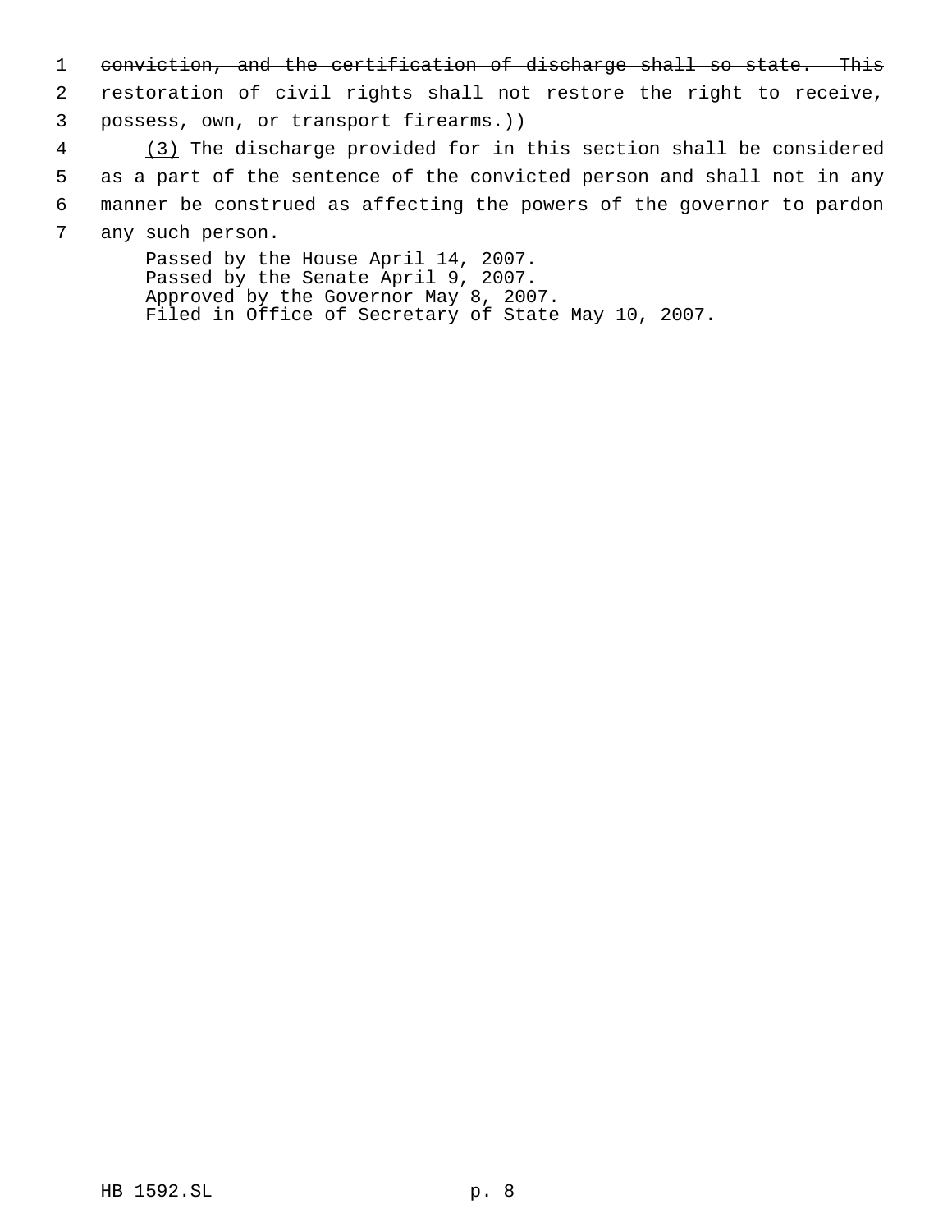~~conviction, and the certification of discharge shall so state. This restoration of civil rights shall not restore the right to receive, possess, own, or transport firearms.~~))

(3) The discharge provided for in this section shall be considered as a part of the sentence of the convicted person and shall not in any manner be construed as affecting the powers of the governor to pardon any such person.

Passed by the House April 14, 2007.
Passed by the Senate April 9, 2007.
Approved by the Governor May 8, 2007.
Filed in Office of Secretary of State May 10, 2007.